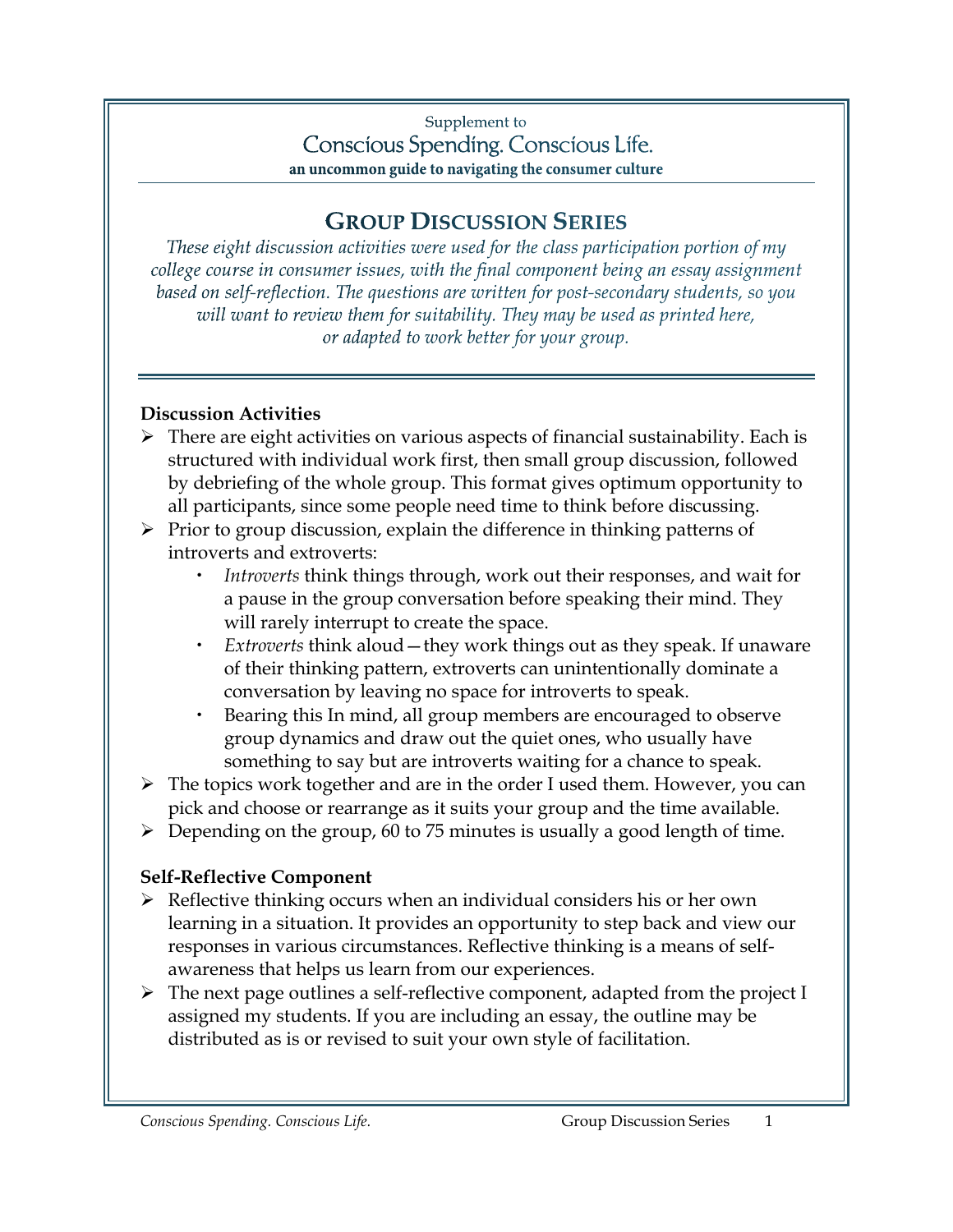Supplement to

Conscious Spending. Conscious Life.

**an uncommon guide to navigating the consumer culture**

# GROUP DISCUSSION SERIES

*These eight discussion activities were used for the class participation portion of my college course in consumer issues, with the final component being an essay assignment based on self-reflection. The questions are written for post-secondary students, so you will want to review them for suitability. They may be used as printed here, or adapted to work better for your group.*

## Discussion Activities

- There are eight activities on various aspects of financial sustainability. Each is structured with individual work first, then small group discussion, followed by debriefing of the whole group. This format gives optimum opportunity to all participants, since some people need time to think before discussing.
- Prior to group discussion, explain the difference in thinking patterns of introverts and extroverts:
  - *Introverts* think things through, work out their responses, and wait for a pause in the group conversation before speaking their mind. They will rarely interrupt to create the space.
  - *Extroverts* think aloud—they work things out as they speak. If unaware of their thinking pattern, extroverts can unintentionally dominate a conversation by leaving no space for introverts to speak.
  - Bearing this In mind, all group members are encouraged to observe group dynamics and draw out the quiet ones, who usually have something to say but are introverts waiting for a chance to speak.
- The topics work together and are in the order I used them. However, you can pick and choose or rearrange as it suits your group and the time available.
- Depending on the group, 60 to 75 minutes is usually a good length of time.

## Self-Reflective Component

- Reflective thinking occurs when an individual considers his or her own learning in a situation. It provides an opportunity to step back and view our responses in various circumstances. Reflective thinking is a means of self-awareness that helps us learn from our experiences.
- The next page outlines a self-reflective component, adapted from the project I assigned my students. If you are including an essay, the outline may be distributed as is or revised to suit your own style of facilitation.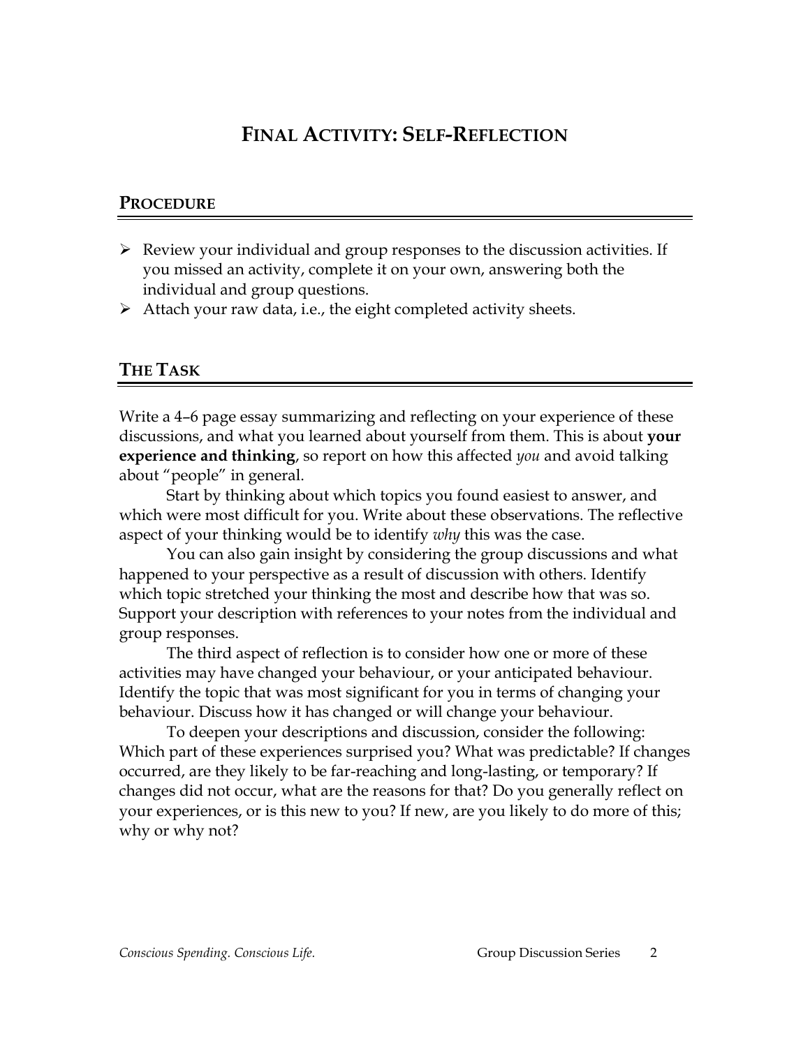# FINAL ACTIVITY: SELF-REFLECTION

## PROCEDURE

- Review your individual and group responses to the discussion activities. If you missed an activity, complete it on your own, answering both the individual and group questions.
- Attach your raw data, i.e., the eight completed activity sheets.

## THE TASK

Write a 4–6 page essay summarizing and reflecting on your experience of these discussions, and what you learned about yourself from them. This is about **your experience and thinking**, so report on how this affected *you* and avoid talking about "people" in general.

Start by thinking about which topics you found easiest to answer, and which were most difficult for you. Write about these observations. The reflective aspect of your thinking would be to identify *why* this was the case.

You can also gain insight by considering the group discussions and what happened to your perspective as a result of discussion with others. Identify which topic stretched your thinking the most and describe how that was so. Support your description with references to your notes from the individual and group responses.

The third aspect of reflection is to consider how one or more of these activities may have changed your behaviour, or your anticipated behaviour. Identify the topic that was most significant for you in terms of changing your behaviour. Discuss how it has changed or will change your behaviour.

To deepen your descriptions and discussion, consider the following: Which part of these experiences surprised you? What was predictable? If changes occurred, are they likely to be far-reaching and long-lasting, or temporary? If changes did not occur, what are the reasons for that? Do you generally reflect on your experiences, or is this new to you? If new, are you likely to do more of this; why or why not?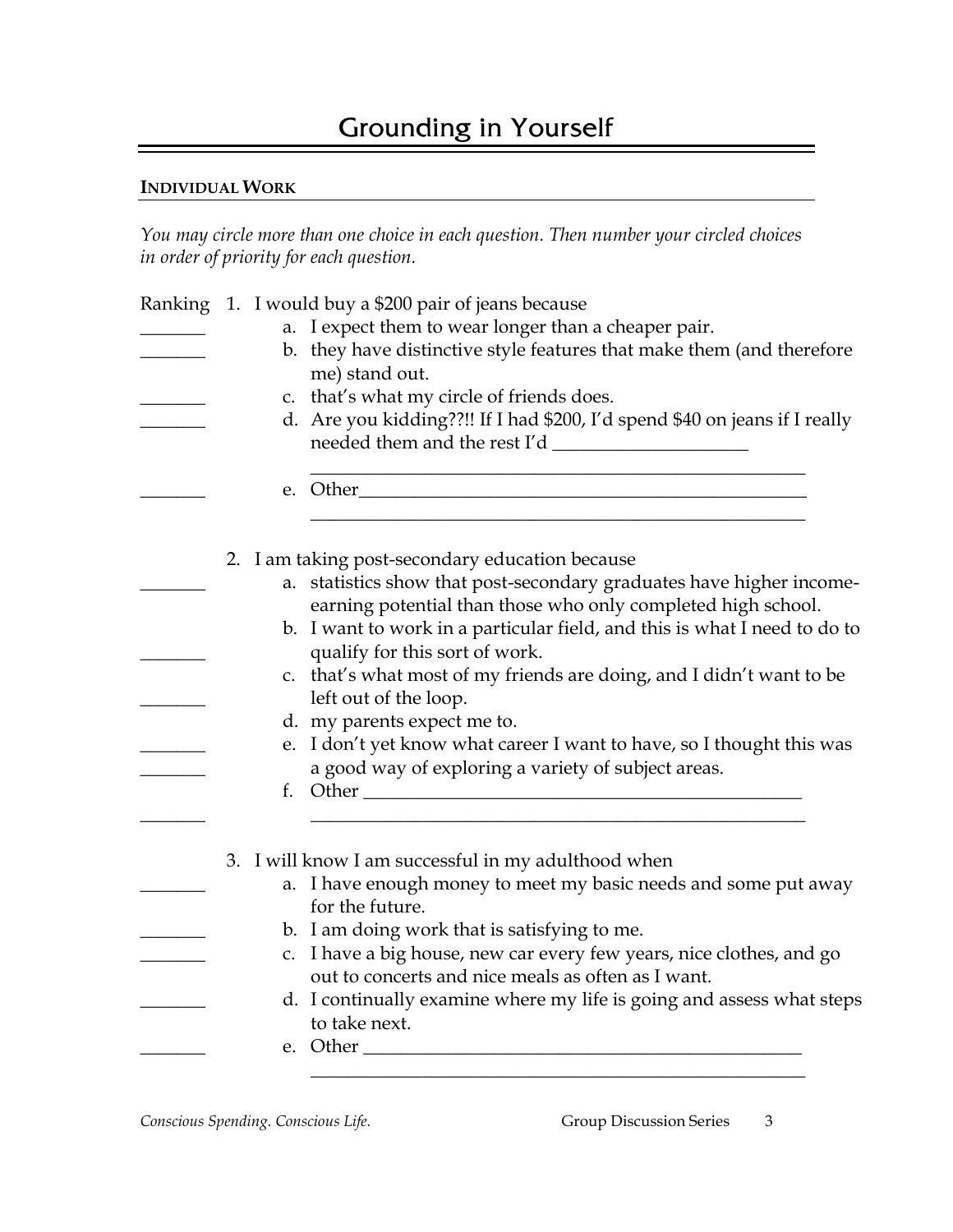# Grounding in Yourself

## INDIVIDUAL WORK

*You may circle more than one choice in each question. Then number your circled choices in order of priority for each question.*

Ranking

1. I would buy a $200 pair of jeans because

_______ a. I expect them to wear longer than a cheaper pair.

_______ b. they have distinctive style features that make them (and therefore me) stand out.

_______ c. that's what my circle of friends does.

_______ d. Are you kidding??!! If I had $200, I'd spend $40 on jeans if I really needed them and the rest I'd _____________________ _______________________________________________________

_______ e. Other___________________________________________________ _______________________________________________________

2. I am taking post-secondary education because

_______ a. statistics show that post-secondary graduates have higher income-earning potential than those who only completed high school.

_______ b. I want to work in a particular field, and this is what I need to do to qualify for this sort of work.

_______ c. that's what most of my friends are doing, and I didn't want to be left out of the loop.

_______ d. my parents expect me to.

_______ e. I don't yet know what career I want to have, so I thought this was a good way of exploring a variety of subject areas.

_______ f. Other __________________________________________________ _______________________________________________________

3. I will know I am successful in my adulthood when

_______ a. I have enough money to meet my basic needs and some put away for the future.

_______ b. I am doing work that is satisfying to me.

_______ c. I have a big house, new car every few years, nice clothes, and go out to concerts and nice meals as often as I want.

_______ d. I continually examine where my life is going and assess what steps to take next.

_______ e. Other __________________________________________________ _______________________________________________________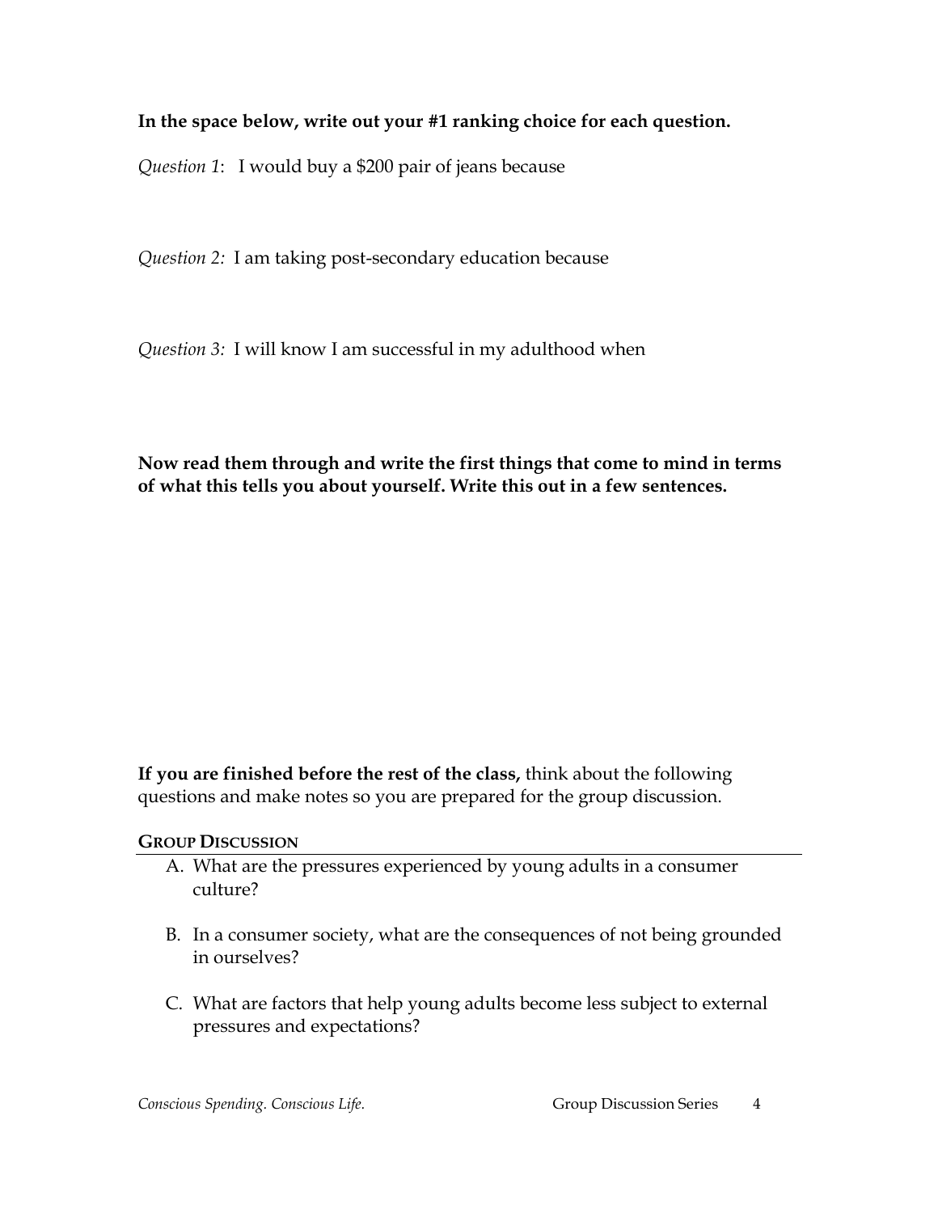**In the space below, write out your #1 ranking choice for each question.**

*Question 1*: I would buy a $200 pair of jeans because

*Question 2:* I am taking post-secondary education because

*Question 3:* I will know I am successful in my adulthood when

**Now read them through and write the first things that come to mind in terms of what this tells you about yourself. Write this out in a few sentences.**

**If you are finished before the rest of the class,** think about the following questions and make notes so you are prepared for the group discussion.

## GROUP DISCUSSION

A. What are the pressures experienced by young adults in a consumer culture?

B. In a consumer society, what are the consequences of not being grounded in ourselves?

C. What are factors that help young adults become less subject to external pressures and expectations?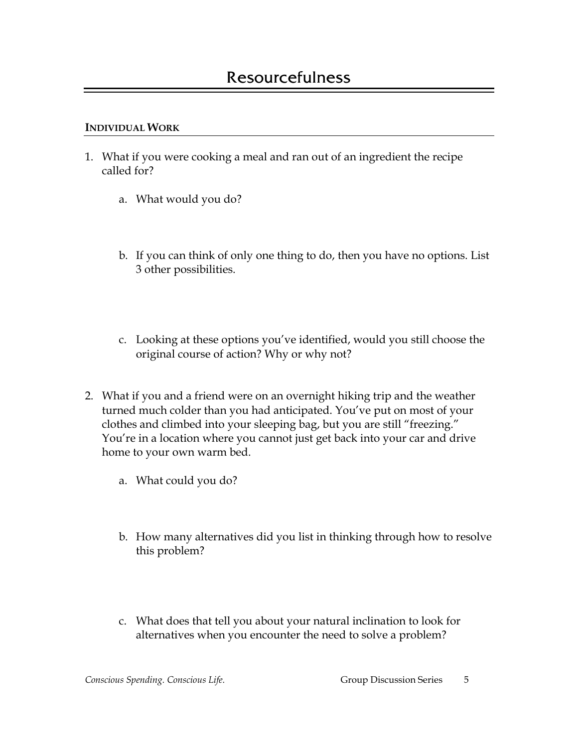# Resourcefulness

## Individual Work

1. What if you were cooking a meal and ran out of an ingredient the recipe called for?

   a. What would you do?

   b. If you can think of only one thing to do, then you have no options. List 3 other possibilities.

   c. Looking at these options you've identified, would you still choose the original course of action? Why or why not?

2. What if you and a friend were on an overnight hiking trip and the weather turned much colder than you had anticipated. You've put on most of your clothes and climbed into your sleeping bag, but you are still "freezing." You're in a location where you cannot just get back into your car and drive home to your own warm bed.

   a. What could you do?

   b. How many alternatives did you list in thinking through how to resolve this problem?

   c. What does that tell you about your natural inclination to look for alternatives when you encounter the need to solve a problem?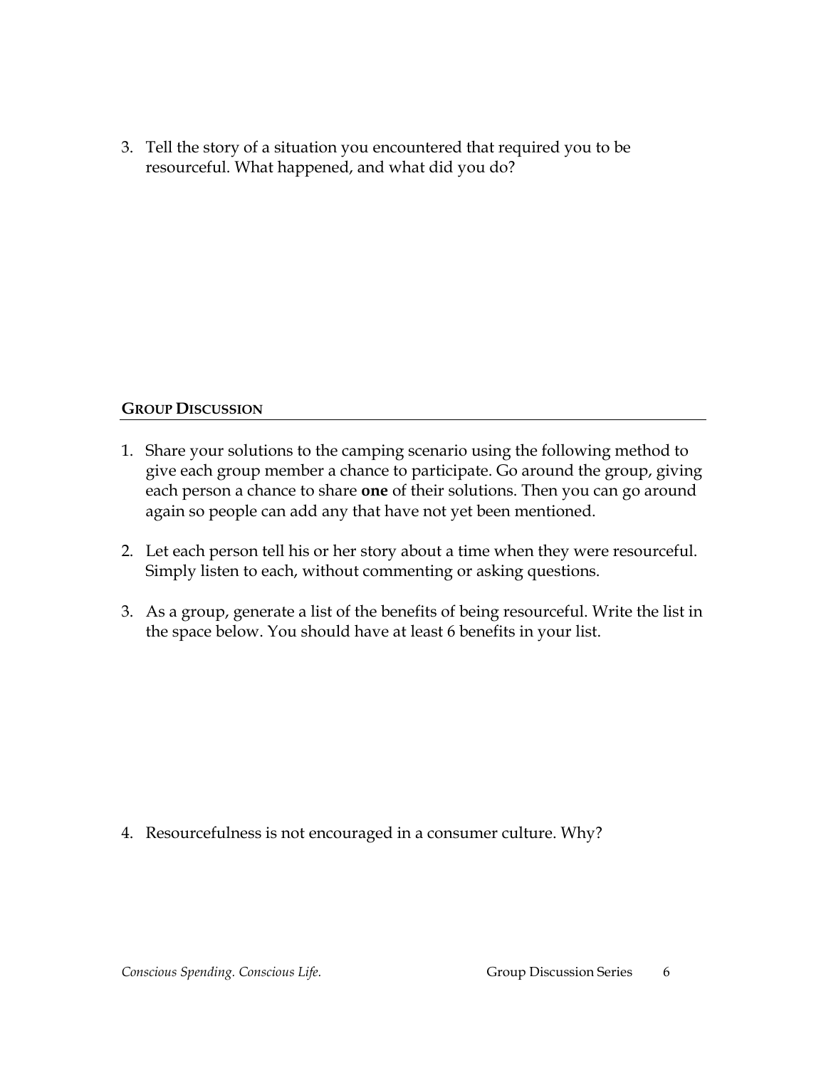3. Tell the story of a situation you encountered that required you to be resourceful. What happened, and what did you do?

## GROUP DISCUSSION

1. Share your solutions to the camping scenario using the following method to give each group member a chance to participate. Go around the group, giving each person a chance to share **one** of their solutions. Then you can go around again so people can add any that have not yet been mentioned.

2. Let each person tell his or her story about a time when they were resourceful. Simply listen to each, without commenting or asking questions.

3. As a group, generate a list of the benefits of being resourceful. Write the list in the space below. You should have at least 6 benefits in your list.

4. Resourcefulness is not encouraged in a consumer culture. Why?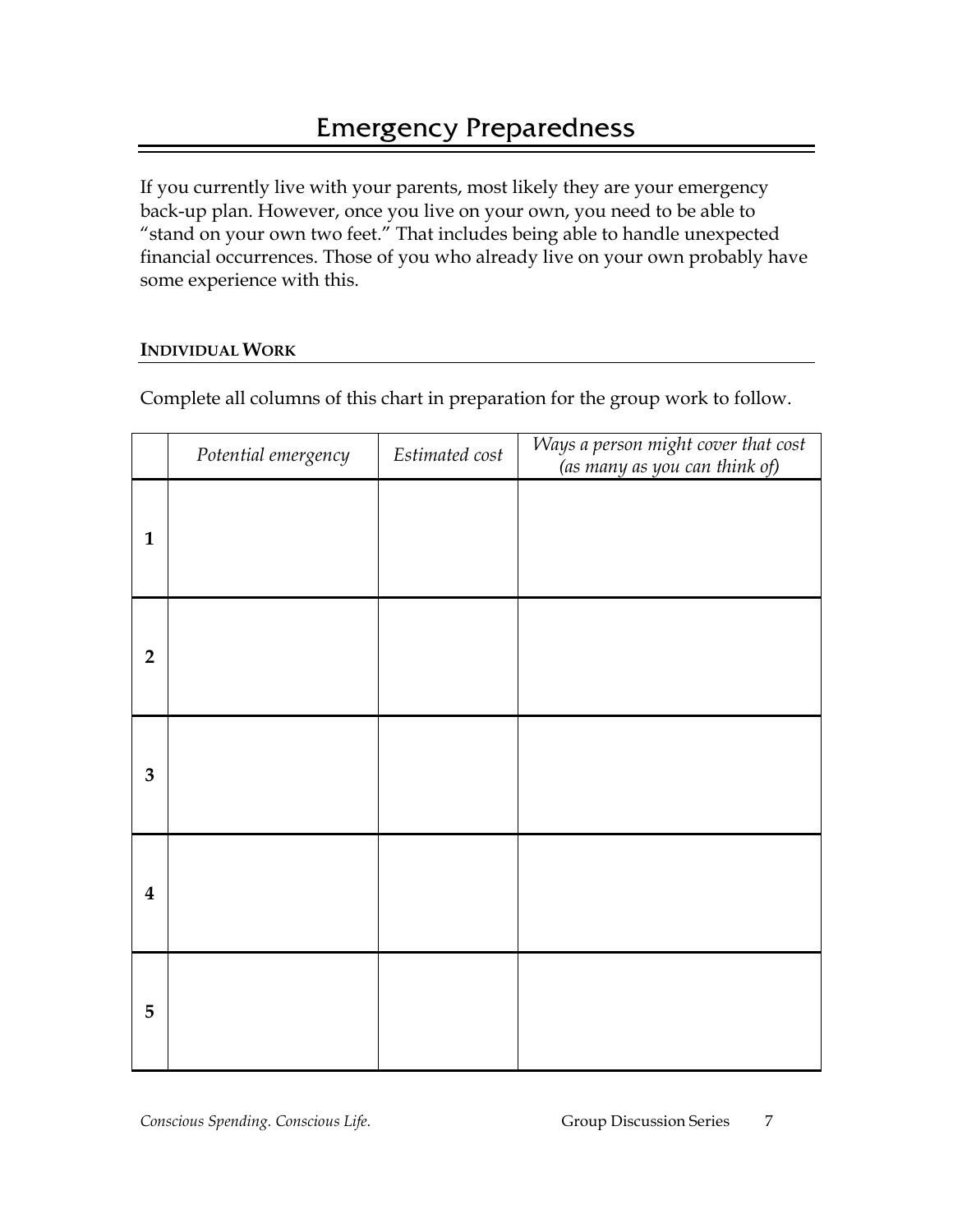# Emergency Preparedness

If you currently live with your parents, most likely they are your emergency back-up plan. However, once you live on your own, you need to be able to "stand on your own two feet." That includes being able to handle unexpected financial occurrences. Those of you who already live on your own probably have some experience with this.

## INDIVIDUAL WORK

Complete all columns of this chart in preparation for the group work to follow.

| | *Potential emergency* | *Estimated cost* | *Ways a person might cover that cost (as many as you can think of)* |
|---|---|---|---|
| **1** | | | |
| **2** | | | |
| **3** | | | |
| **4** | | | |
| **5** | | | |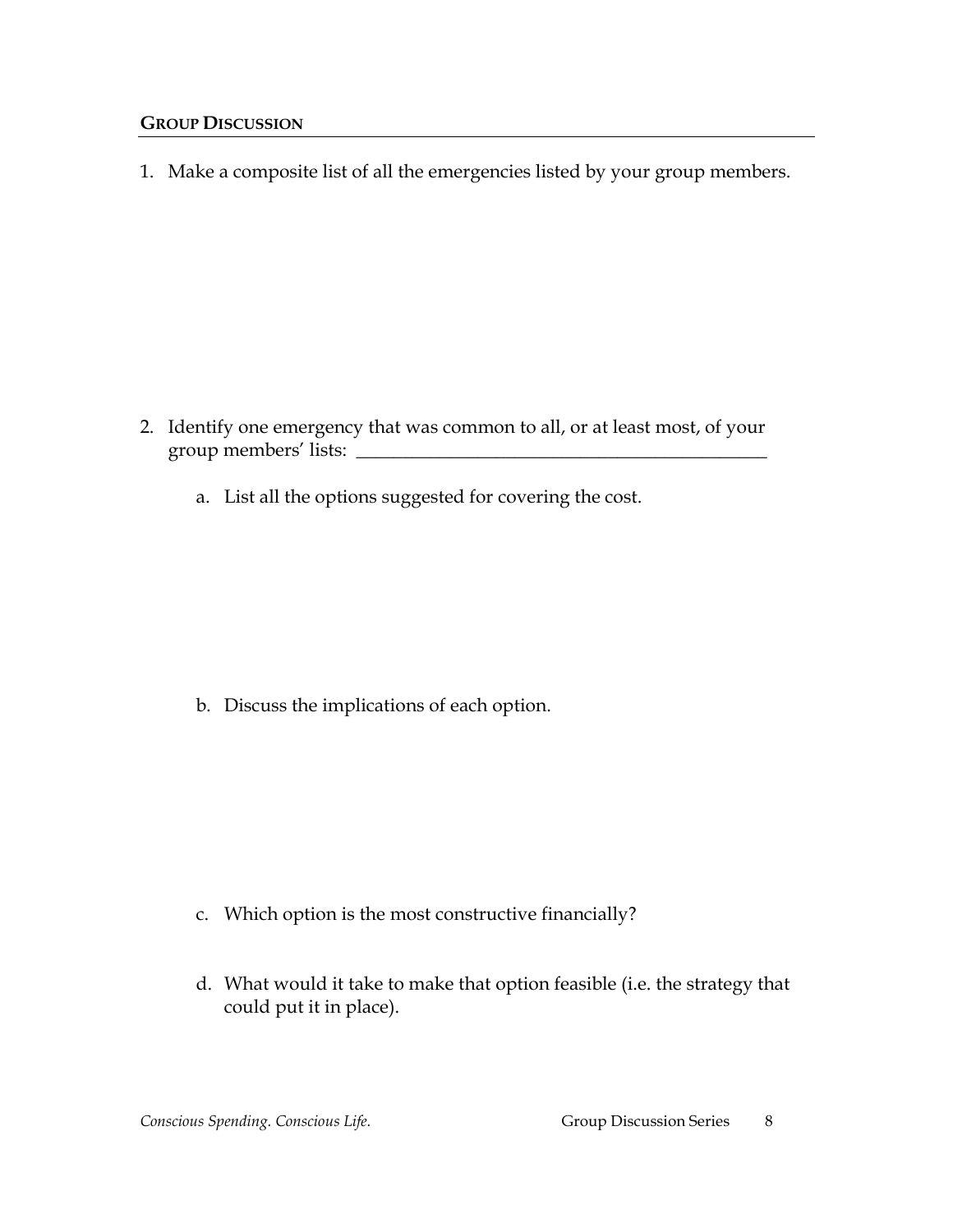## Group Discussion

1. Make a composite list of all the emergencies listed by your group members.

2. Identify one emergency that was common to all, or at least most, of your group members' lists: ____________________________________________

   a. List all the options suggested for covering the cost.

   b. Discuss the implications of each option.

   c. Which option is the most constructive financially?

   d. What would it take to make that option feasible (i.e. the strategy that could put it in place).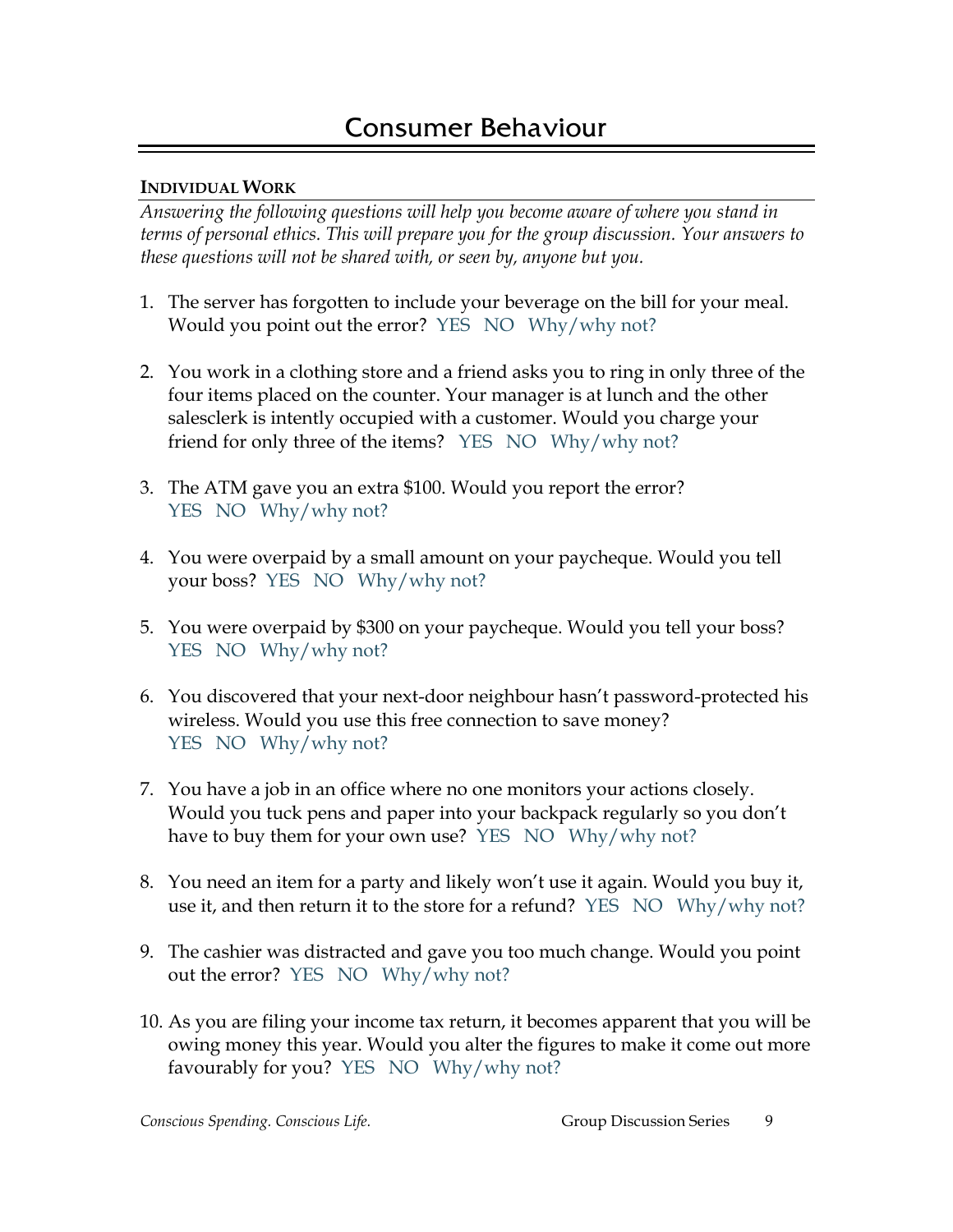# Consumer Behaviour

**INDIVIDUAL WORK**

*Answering the following questions will help you become aware of where you stand in terms of personal ethics. This will prepare you for the group discussion. Your answers to these questions will not be shared with, or seen by, anyone but you.*

1. The server has forgotten to include your beverage on the bill for your meal. Would you point out the error? YES NO Why/why not?

2. You work in a clothing store and a friend asks you to ring in only three of the four items placed on the counter. Your manager is at lunch and the other salesclerk is intently occupied with a customer. Would you charge your friend for only three of the items? YES NO Why/why not?

3. The ATM gave you an extra $100. Would you report the error? YES NO Why/why not?

4. You were overpaid by a small amount on your paycheque. Would you tell your boss? YES NO Why/why not?

5. You were overpaid by $300 on your paycheque. Would you tell your boss? YES NO Why/why not?

6. You discovered that your next-door neighbour hasn't password-protected his wireless. Would you use this free connection to save money? YES NO Why/why not?

7. You have a job in an office where no one monitors your actions closely. Would you tuck pens and paper into your backpack regularly so you don't have to buy them for your own use? YES NO Why/why not?

8. You need an item for a party and likely won't use it again. Would you buy it, use it, and then return it to the store for a refund? YES NO Why/why not?

9. The cashier was distracted and gave you too much change. Would you point out the error? YES NO Why/why not?

10. As you are filing your income tax return, it becomes apparent that you will be owing money this year. Would you alter the figures to make it come out more favourably for you? YES NO Why/why not?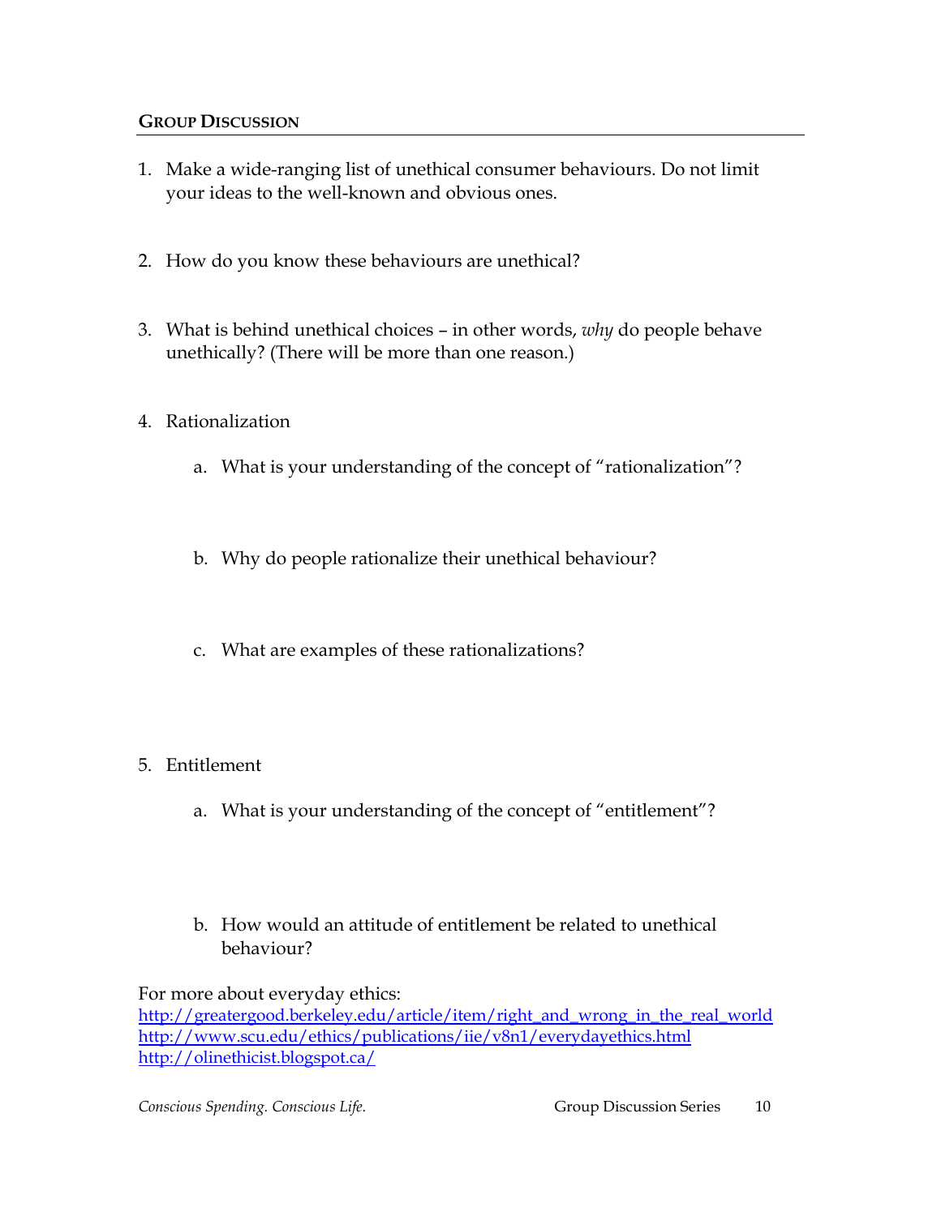## GROUP DISCUSSION

1. Make a wide-ranging list of unethical consumer behaviours. Do not limit your ideas to the well-known and obvious ones.

2. How do you know these behaviours are unethical?

3. What is behind unethical choices – in other words, *why* do people behave unethically? (There will be more than one reason.)

4. Rationalization

   a. What is your understanding of the concept of "rationalization"?

   b. Why do people rationalize their unethical behaviour?

   c. What are examples of these rationalizations?

5. Entitlement

   a. What is your understanding of the concept of "entitlement"?

   b. How would an attitude of entitlement be related to unethical behaviour?

For more about everyday ethics:
http://greatergood.berkeley.edu/article/item/right_and_wrong_in_the_real_world
http://www.scu.edu/ethics/publications/iie/v8n1/everydayethics.html
http://olinethicist.blogspot.ca/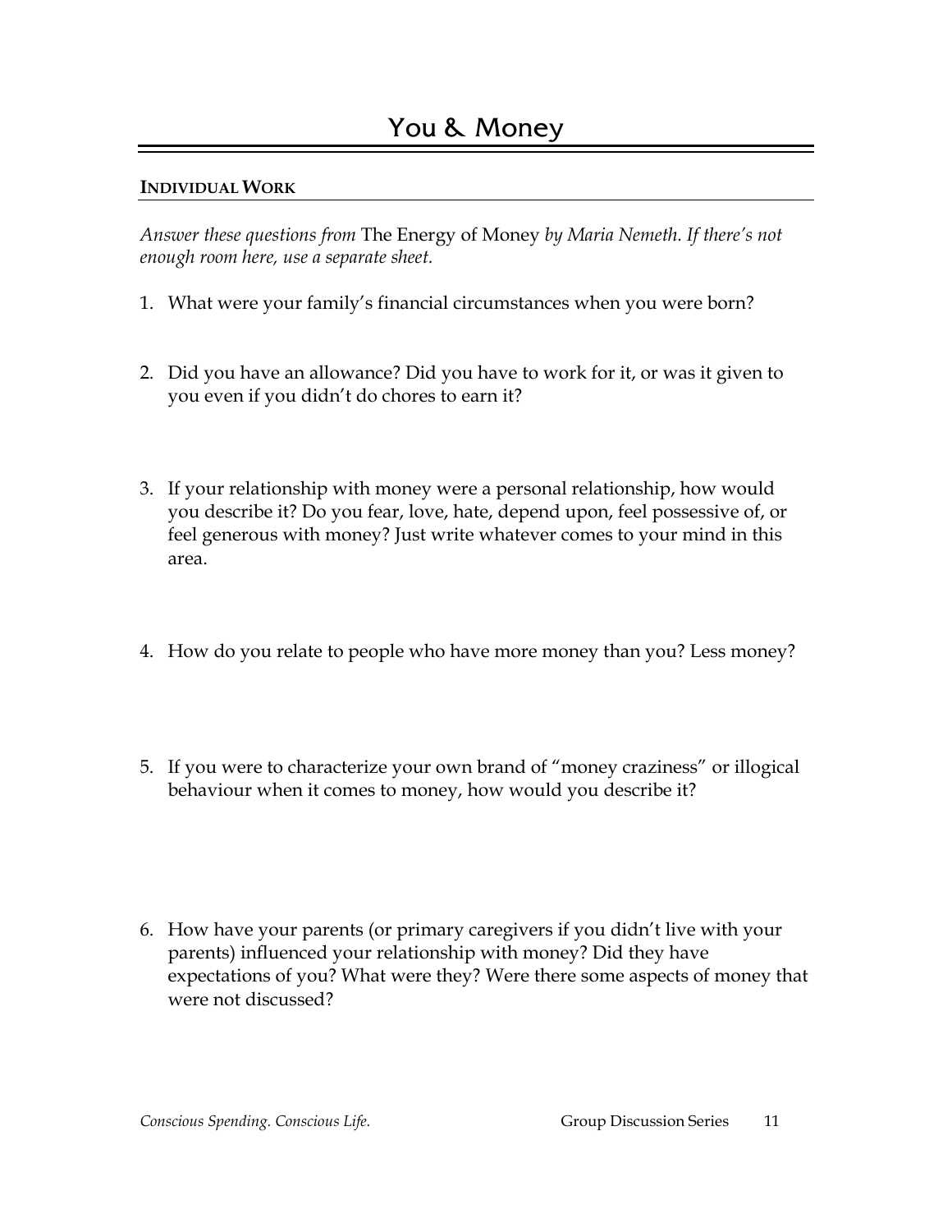# You & Money

## INDIVIDUAL WORK

*Answer these questions from* The Energy of Money *by Maria Nemeth. If there's not enough room here, use a separate sheet.*

1. What were your family's financial circumstances when you were born?

2. Did you have an allowance? Did you have to work for it, or was it given to you even if you didn't do chores to earn it?

3. If your relationship with money were a personal relationship, how would you describe it? Do you fear, love, hate, depend upon, feel possessive of, or feel generous with money? Just write whatever comes to your mind in this area.

4. How do you relate to people who have more money than you? Less money?

5. If you were to characterize your own brand of "money craziness" or illogical behaviour when it comes to money, how would you describe it?

6. How have your parents (or primary caregivers if you didn't live with your parents) influenced your relationship with money? Did they have expectations of you? What were they? Were there some aspects of money that were not discussed?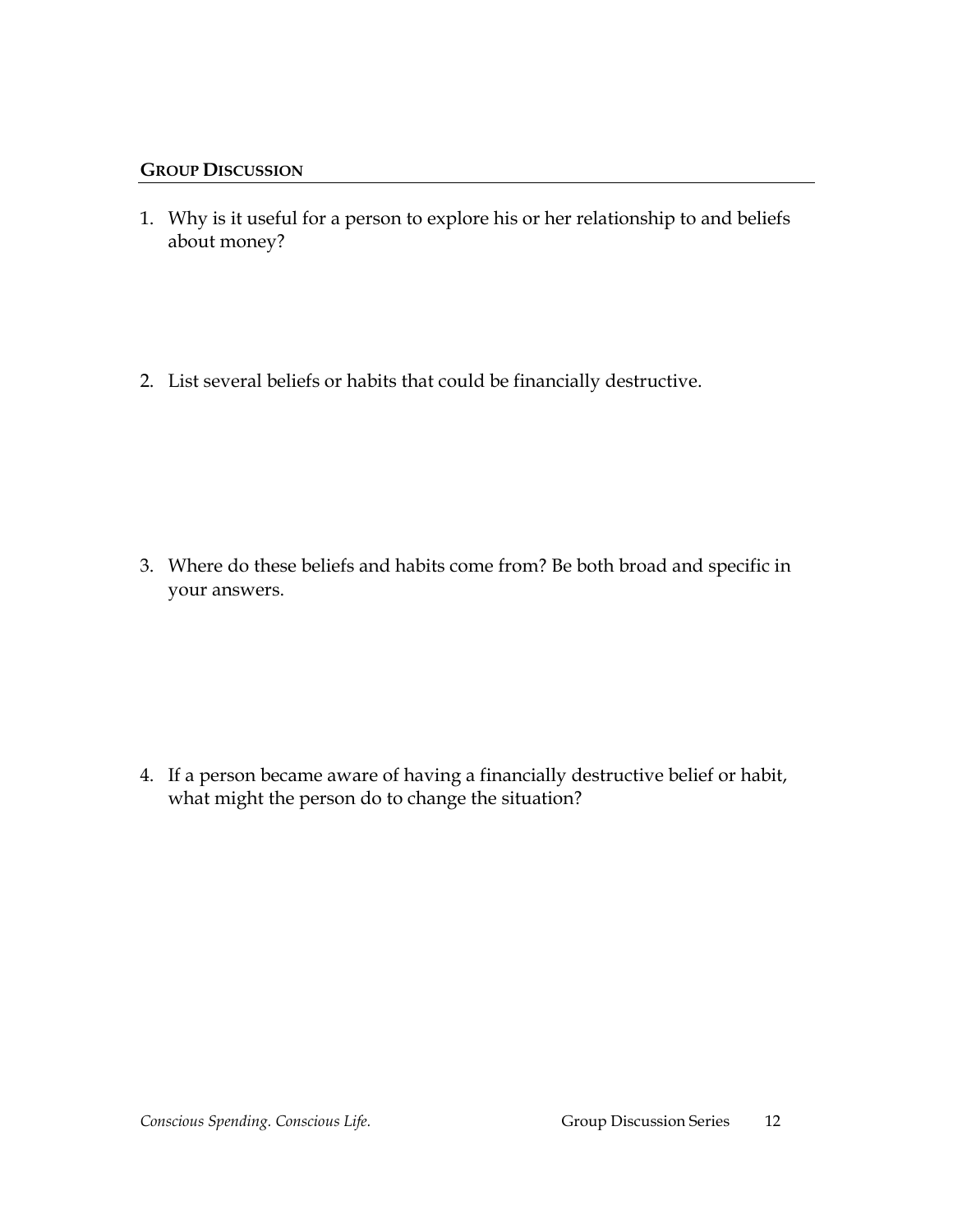## GROUP DISCUSSION

1. Why is it useful for a person to explore his or her relationship to and beliefs about money?

2. List several beliefs or habits that could be financially destructive.

3. Where do these beliefs and habits come from? Be both broad and specific in your answers.

4. If a person became aware of having a financially destructive belief or habit, what might the person do to change the situation?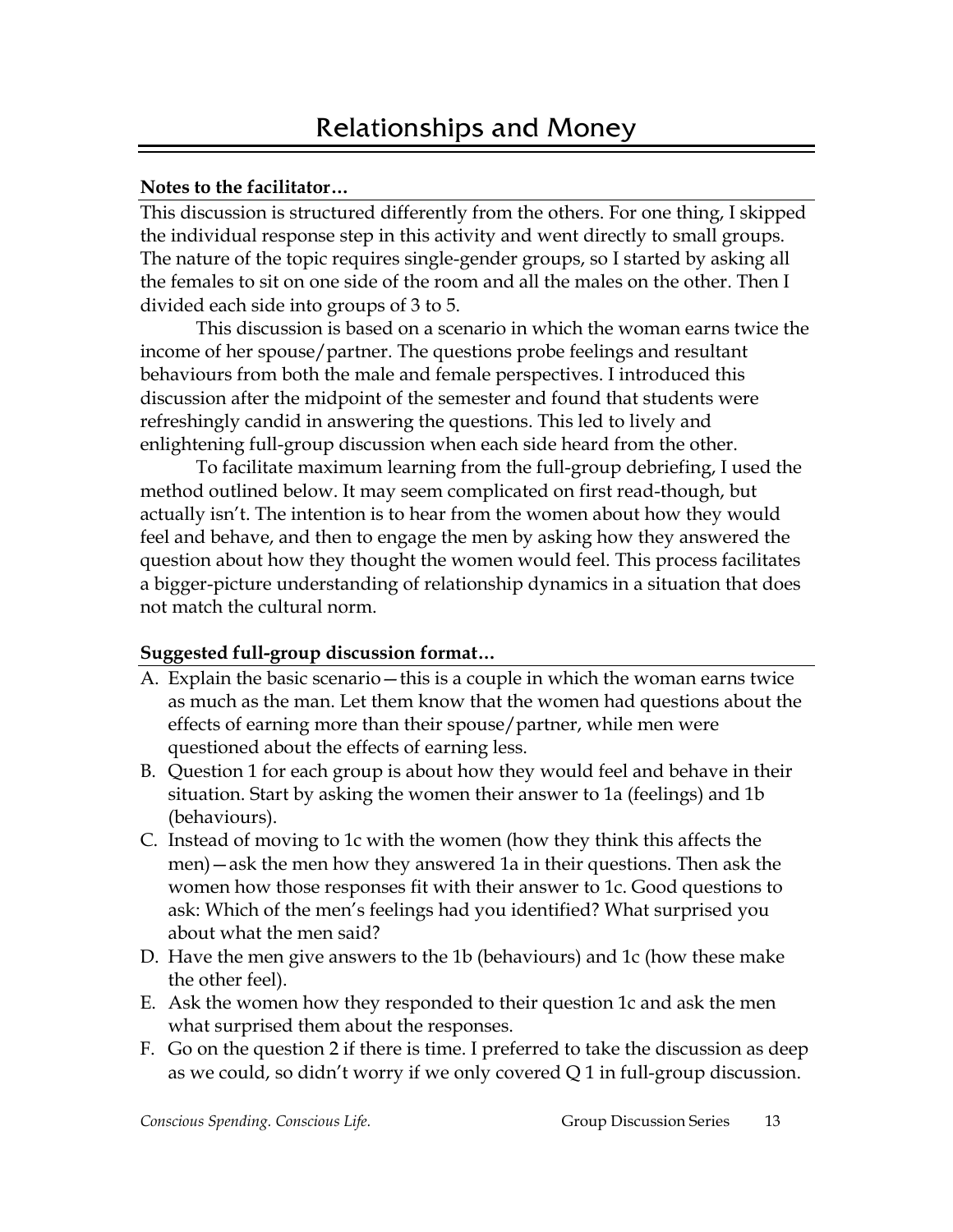# Relationships and Money

**Notes to the facilitator…**

This discussion is structured differently from the others. For one thing, I skipped the individual response step in this activity and went directly to small groups. The nature of the topic requires single-gender groups, so I started by asking all the females to sit on one side of the room and all the males on the other. Then I divided each side into groups of 3 to 5.

This discussion is based on a scenario in which the woman earns twice the income of her spouse/partner. The questions probe feelings and resultant behaviours from both the male and female perspectives. I introduced this discussion after the midpoint of the semester and found that students were refreshingly candid in answering the questions. This led to lively and enlightening full-group discussion when each side heard from the other.

To facilitate maximum learning from the full-group debriefing, I used the method outlined below. It may seem complicated on first read-though, but actually isn't. The intention is to hear from the women about how they would feel and behave, and then to engage the men by asking how they answered the question about how they thought the women would feel. This process facilitates a bigger-picture understanding of relationship dynamics in a situation that does not match the cultural norm.

**Suggested full-group discussion format…**

A. Explain the basic scenario—this is a couple in which the woman earns twice as much as the man. Let them know that the women had questions about the effects of earning more than their spouse/partner, while men were questioned about the effects of earning less.

B. Question 1 for each group is about how they would feel and behave in their situation. Start by asking the women their answer to 1a (feelings) and 1b (behaviours).

C. Instead of moving to 1c with the women (how they think this affects the men)—ask the men how they answered 1a in their questions. Then ask the women how those responses fit with their answer to 1c. Good questions to ask: Which of the men's feelings had you identified? What surprised you about what the men said?

D. Have the men give answers to the 1b (behaviours) and 1c (how these make the other feel).

E. Ask the women how they responded to their question 1c and ask the men what surprised them about the responses.

F. Go on the question 2 if there is time. I preferred to take the discussion as deep as we could, so didn't worry if we only covered Q 1 in full-group discussion.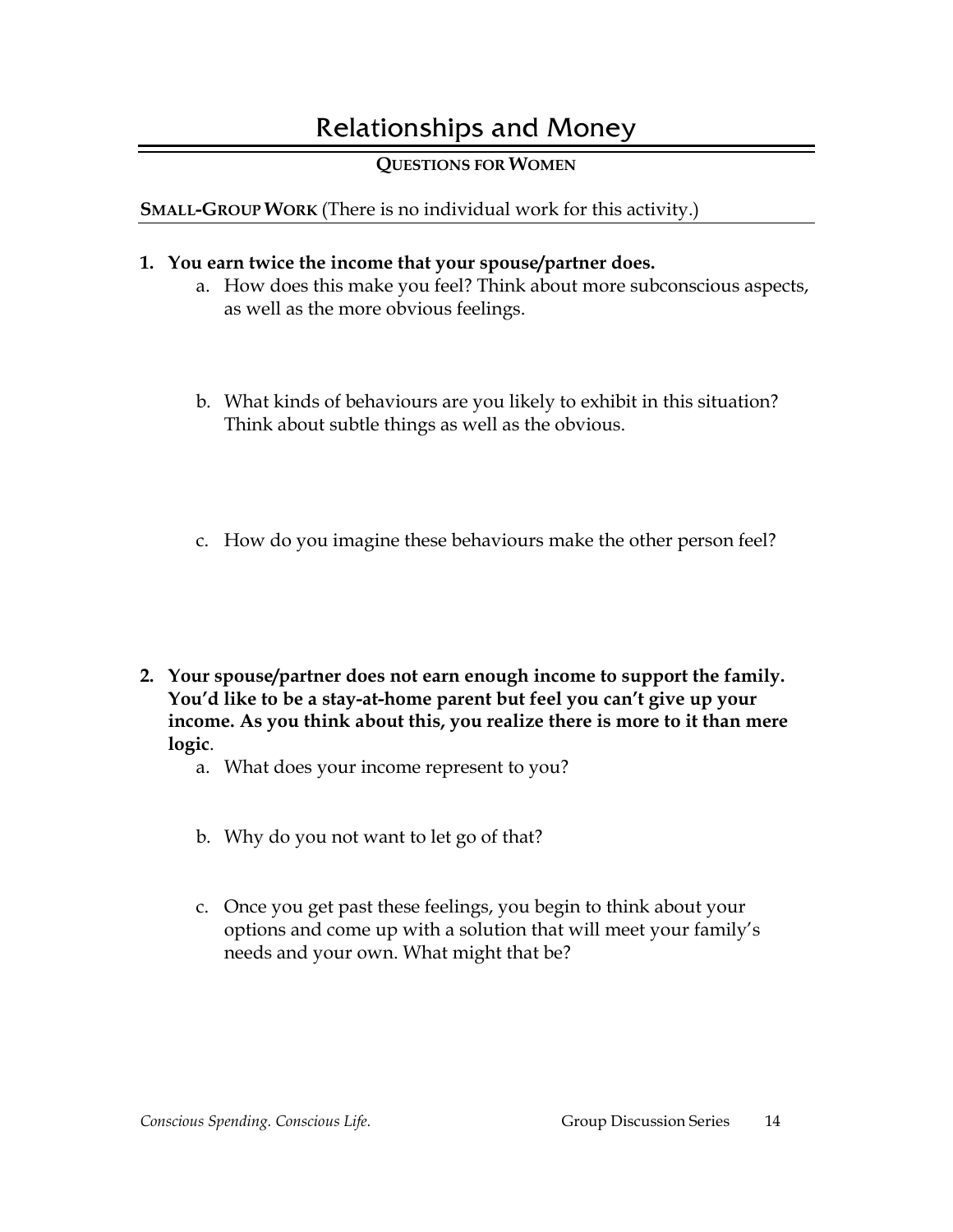# Relationships and Money

**QUESTIONS FOR WOMEN**

**SMALL-GROUP WORK** (There is no individual work for this activity.)

1. **You earn twice the income that your spouse/partner does.**
   a. How does this make you feel? Think about more subconscious aspects, as well as the more obvious feelings.

   b. What kinds of behaviours are you likely to exhibit in this situation? Think about subtle things as well as the obvious.

   c. How do you imagine these behaviours make the other person feel?

2. **Your spouse/partner does not earn enough income to support the family. You'd like to be a stay-at-home parent but feel you can't give up your income. As you think about this, you realize there is more to it than mere logic**.
   a. What does your income represent to you?

   b. Why do you not want to let go of that?

   c. Once you get past these feelings, you begin to think about your options and come up with a solution that will meet your family's needs and your own. What might that be?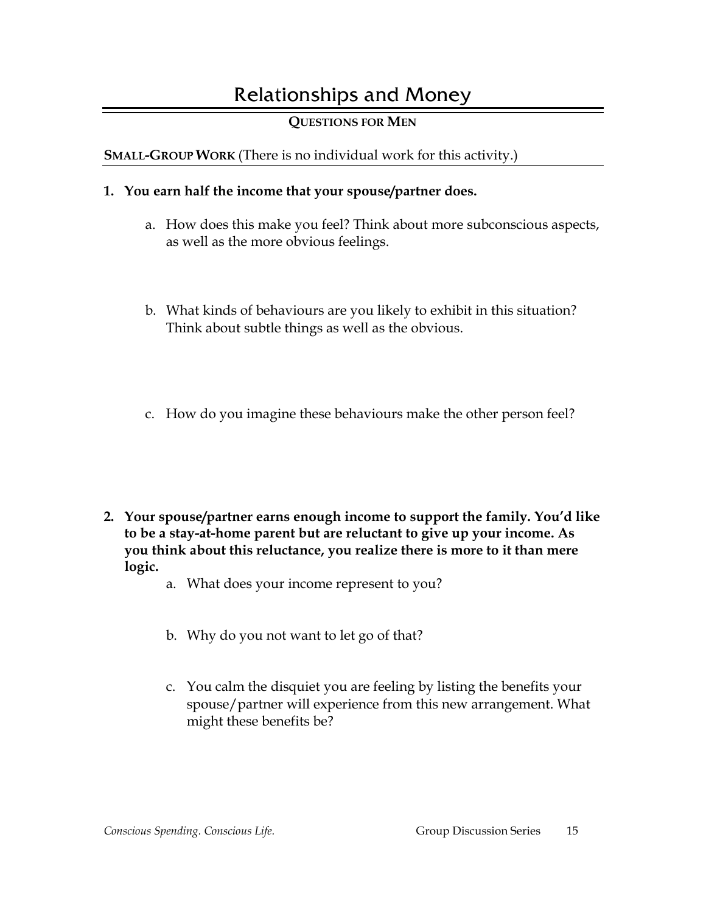# Relationships and Money

**QUESTIONS FOR MEN**

**SMALL-GROUP WORK** (There is no individual work for this activity.)

**1. You earn half the income that your spouse/partner does.**

a. How does this make you feel? Think about more subconscious aspects, as well as the more obvious feelings.

b. What kinds of behaviours are you likely to exhibit in this situation? Think about subtle things as well as the obvious.

c. How do you imagine these behaviours make the other person feel?

**2. Your spouse/partner earns enough income to support the family. You'd like to be a stay-at-home parent but are reluctant to give up your income. As you think about this reluctance, you realize there is more to it than mere logic.**

a. What does your income represent to you?

b. Why do you not want to let go of that?

c. You calm the disquiet you are feeling by listing the benefits your spouse/partner will experience from this new arrangement. What might these benefits be?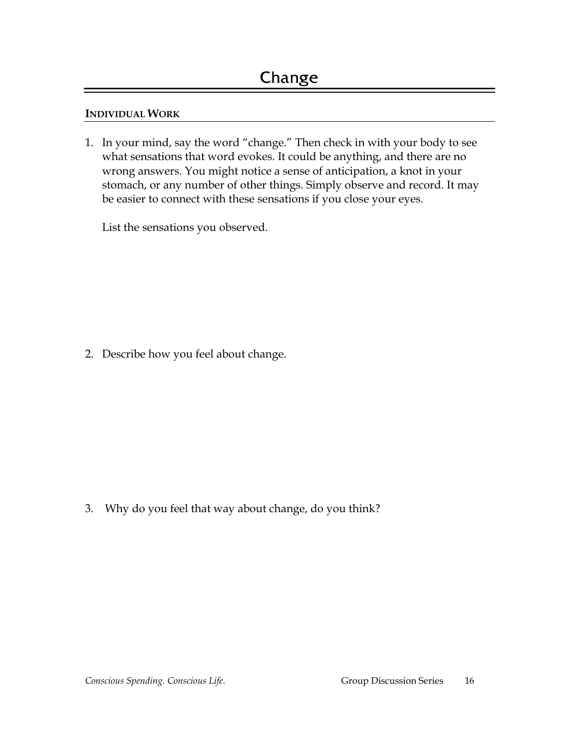# Change

**INDIVIDUAL WORK**

1. In your mind, say the word "change." Then check in with your body to see what sensations that word evokes. It could be anything, and there are no wrong answers. You might notice a sense of anticipation, a knot in your stomach, or any number of other things. Simply observe and record. It may be easier to connect with these sensations if you close your eyes.

   List the sensations you observed.

2. Describe how you feel about change.

3. Why do you feel that way about change, do you think?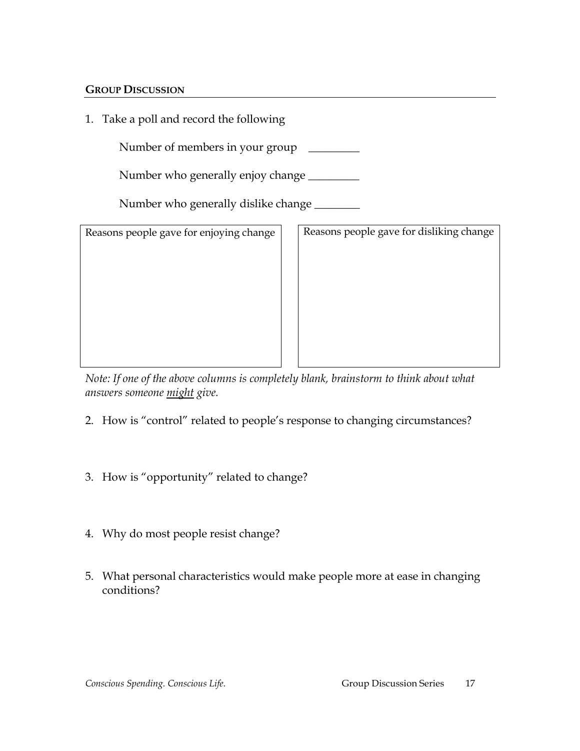## GROUP DISCUSSION

1. Take a poll and record the following

   Number of members in your group \_\_\_\_\_\_\_\_\_

   Number who generally enjoy change \_\_\_\_\_\_\_\_\_

   Number who generally dislike change \_\_\_\_\_\_\_\_

| Reasons people gave for enjoying change | Reasons people gave for disliking change |
| --- | --- |
| | |

*Note: If one of the above columns is completely blank, brainstorm to think about what answers someone might give.*

2. How is "control" related to people's response to changing circumstances?

3. How is "opportunity" related to change?

4. Why do most people resist change?

5. What personal characteristics would make people more at ease in changing conditions?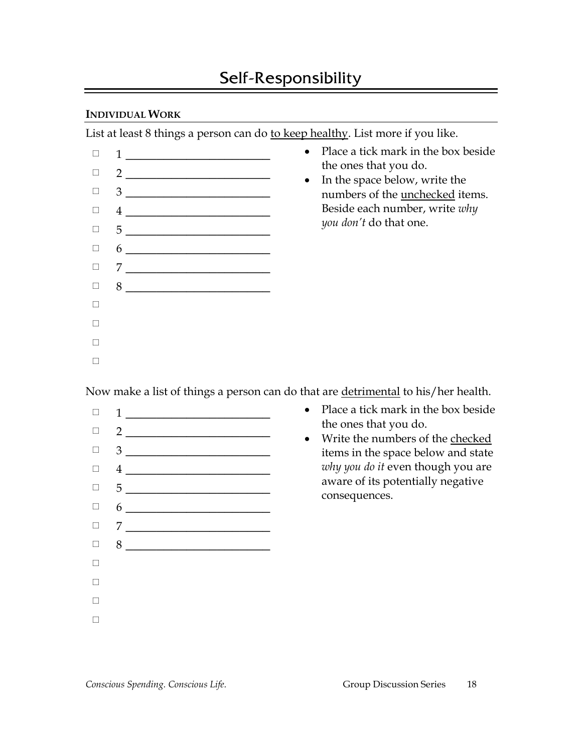# Self-Responsibility

**INDIVIDUAL WORK**

List at least 8 things a person can do <u>to keep healthy</u>. List more if you like.

- ☐ 1 ________________________
- ☐ 2 ________________________
- ☐ 3 ________________________
- ☐ 4 ________________________
- ☐ 5 ________________________
- ☐ 6 ________________________
- ☐ 7 ________________________
- ☐ 8 ________________________
- ☐
- ☐
- ☐
- ☐

- Place a tick mark in the box beside the ones that you do.
- In the space below, write the numbers of the <u>unchecked</u> items. Beside each number, write *why you don't* do that one.

Now make a list of things a person can do that are <u>detrimental</u> to his/her health.

- ☐ 1 ________________________
- ☐ 2 ________________________
- ☐ 3 ________________________
- ☐ 4 ________________________
- ☐ 5 ________________________
- ☐ 6 ________________________
- ☐ 7 ________________________
- ☐ 8 ________________________
- ☐
- ☐
- ☐
- ☐

- Place a tick mark in the box beside the ones that you do.
- Write the numbers of the <u>checked</u> items in the space below and state *why you do it* even though you are aware of its potentially negative consequences.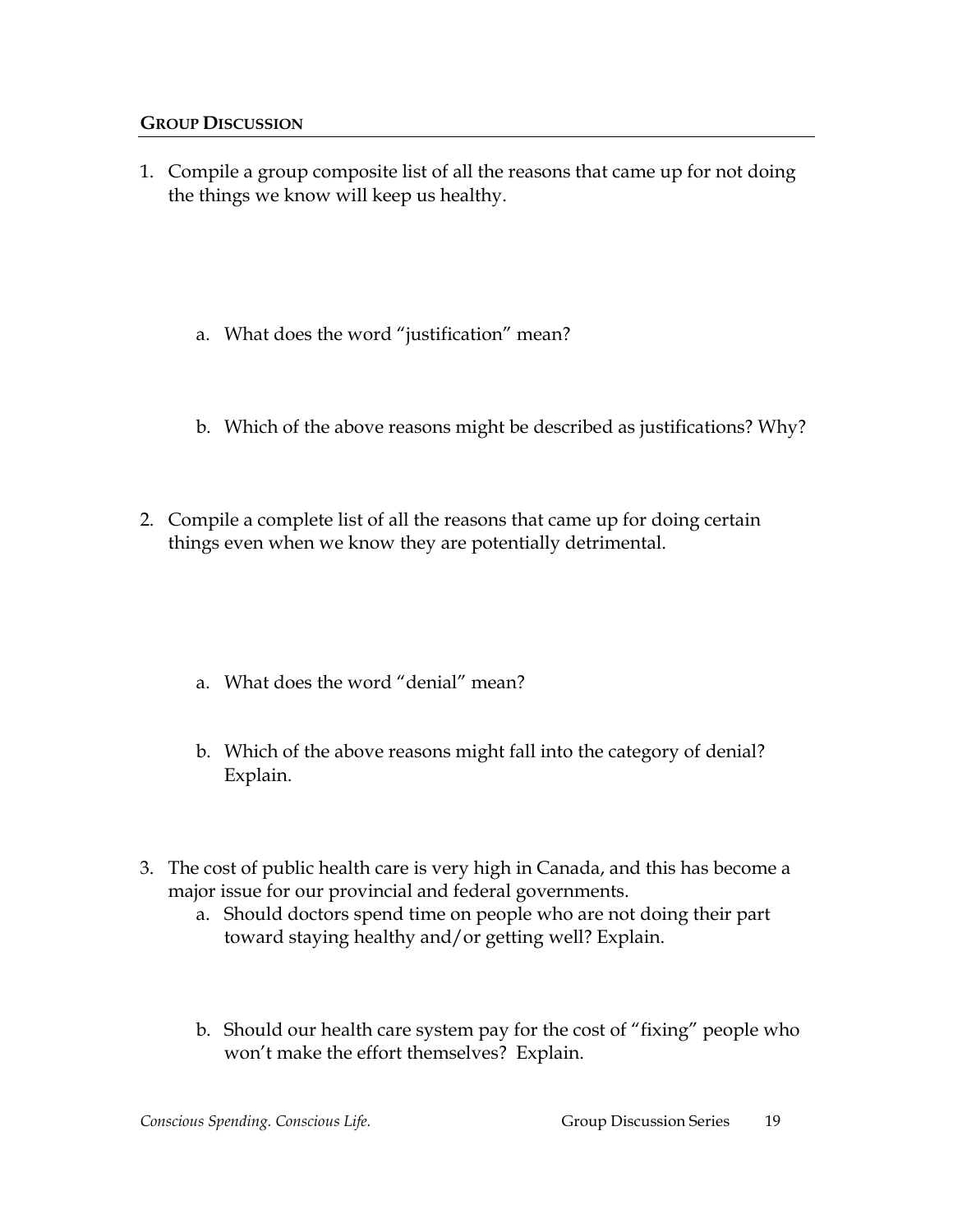## GROUP DISCUSSION

1. Compile a group composite list of all the reasons that came up for not doing the things we know will keep us healthy.

   a. What does the word "justification" mean?

   b. Which of the above reasons might be described as justifications? Why?

2. Compile a complete list of all the reasons that came up for doing certain things even when we know they are potentially detrimental.

   a. What does the word "denial" mean?

   b. Which of the above reasons might fall into the category of denial? Explain.

3. The cost of public health care is very high in Canada, and this has become a major issue for our provincial and federal governments.

   a. Should doctors spend time on people who are not doing their part toward staying healthy and/or getting well? Explain.

   b. Should our health care system pay for the cost of "fixing" people who won't make the effort themselves? Explain.